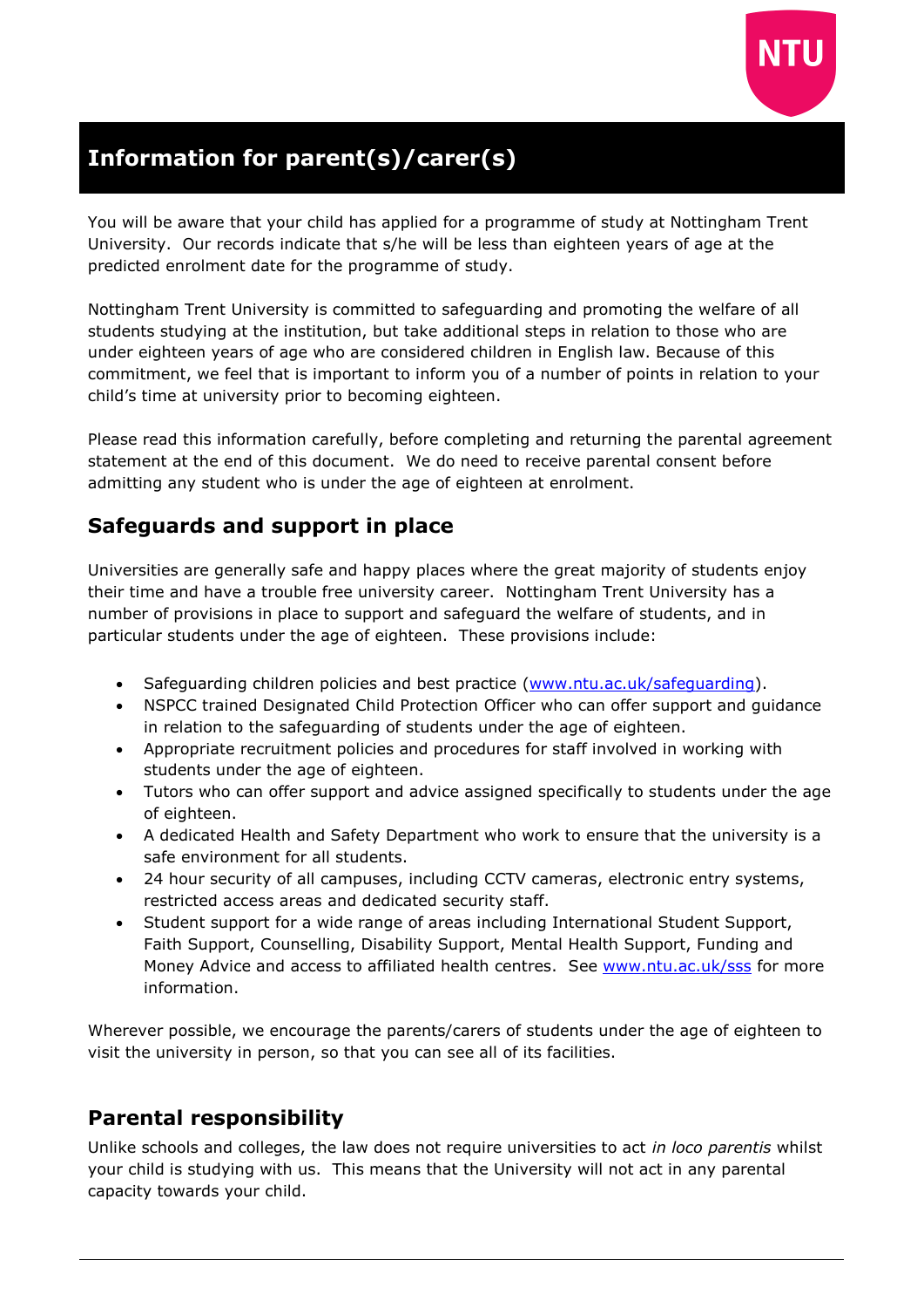# Information for parent(s)/carer(s)

You will be aware that your child has applied for a programme of study at Nottingham Trent University. Our records indicate that s/he will be less than eighteen years of age at the predicted enrolment date for the programme of study.

Nottingham Trent University is committed to safeguarding and promoting the welfare of all students studying at the institution, but take additional steps in relation to those who are under eighteen years of age who are considered children in English law. Because of this commitment, we feel that is important to inform you of a number of points in relation to your child's time at university prior to becoming eighteen.

Please read this information carefully, before completing and returning the parental agreement statement at the end of this document. We do need to receive parental consent before admitting any student who is under the age of eighteen at enrolment.

## Safeguards and support in place

Universities are generally safe and happy places where the great majority of students enjoy their time and have a trouble free university career. Nottingham Trent University has a number of provisions in place to support and safeguard the welfare of students, and in particular students under the age of eighteen. These provisions include:

- Safeguarding children policies and best practice (www.ntu.ac.uk/safeguarding).
- NSPCC trained Designated Child Protection Officer who can offer support and guidance in relation to the safeguarding of students under the age of eighteen.
- Appropriate recruitment policies and procedures for staff involved in working with students under the age of eighteen.
- Tutors who can offer support and advice assigned specifically to students under the age of eighteen.
- A dedicated Health and Safety Department who work to ensure that the university is a safe environment for all students.
- 24 hour security of all campuses, including CCTV cameras, electronic entry systems, restricted access areas and dedicated security staff.
- Student support for a wide range of areas including International Student Support, Faith Support, Counselling, Disability Support, Mental Health Support, Funding and Money Advice and access to affiliated health centres. See www.ntu.ac.uk/sss for more information.

Wherever possible, we encourage the parents/carers of students under the age of eighteen to visit the university in person, so that you can see all of its facilities.

## Parental responsibility

Unlike schools and colleges, the law does not require universities to act *in loco parentis* whilst your child is studying with us. This means that the University will not act in any parental capacity towards your child.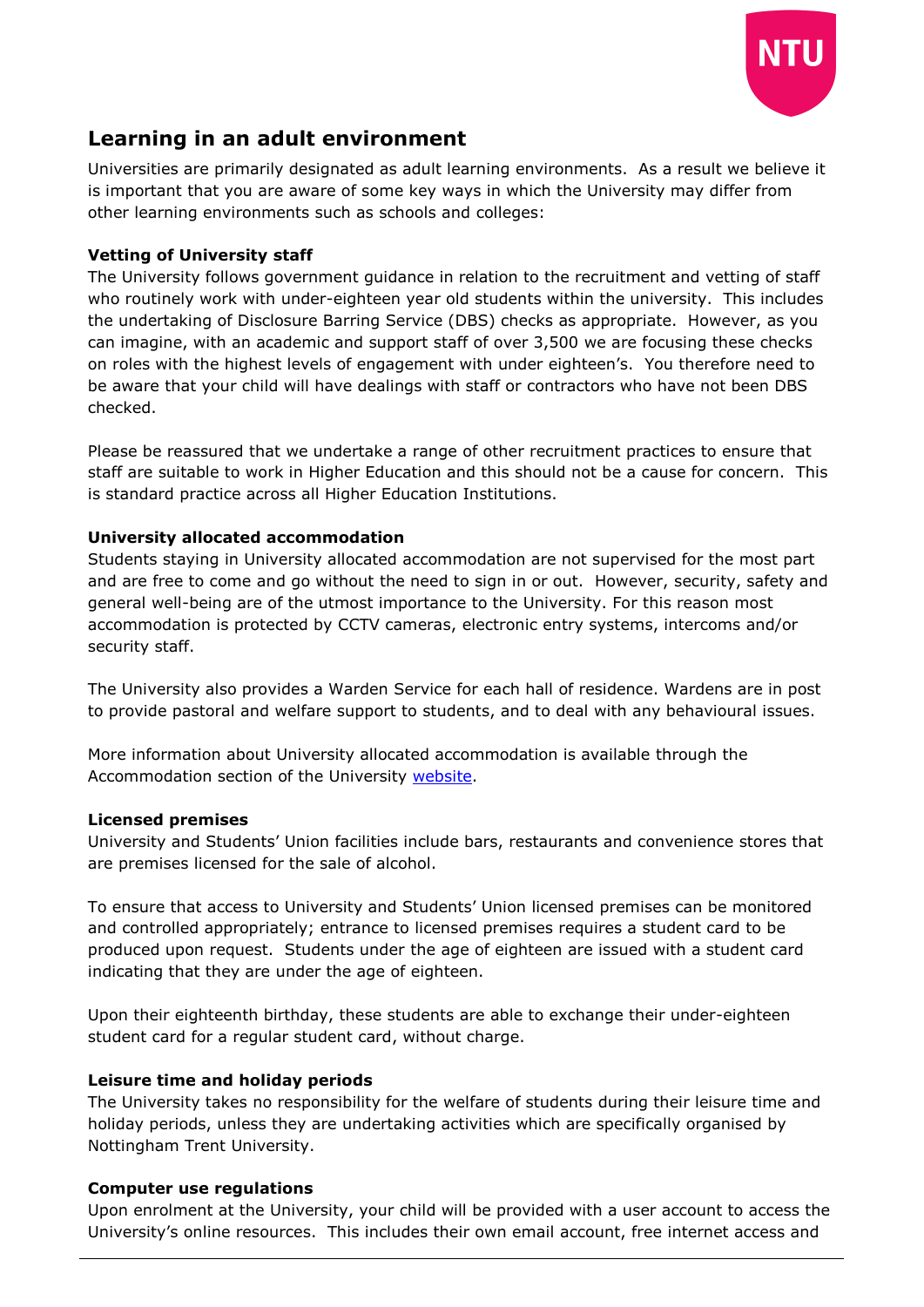## Learning in an adult environment

Universities are primarily designated as adult learning environments. As a result we believe it is important that you are aware of some key ways in which the University may differ from other learning environments such as schools and colleges:

**Vetting of University staff**

The University follows government guidance in relation to the recruitment and vetting of staff who routinely work with under-eighteen year old students within the university. This includes the undertaking of Disclosure Barring Service (DBS) checks as appropriate. However, as you can imagine, with an academic and support staff of over 3,500 we are focusing these checks on roles with the highest levels of engagement with under eighteen's. You therefore need to be aware that your child will have dealings with staff or contractors who have not been DBS checked.

Please be reassured that we undertake a range of other recruitment practices to ensure that staff are suitable to work in Higher Education and this should not be a cause for concern. This is standard practice across all Higher Education Institutions.

**University allocated accommodation**

Students staying in University allocated accommodation are not supervised for the most part and are free to come and go without the need to sign in or out. However, security, safety and general well-being are of the utmost importance to the University. For this reason most accommodation is protected by CCTV cameras, electronic entry systems, intercoms and/or security staff.

The University also provides a Warden Service for each hall of residence. Wardens are in post to provide pastoral and welfare support to students, and to deal with any behavioural issues.

More information about University allocated accommodation is available through the Accommodation section of the University website.

**Licensed premises**

University and Students' Union facilities include bars, restaurants and convenience stores that are premises licensed for the sale of alcohol.

To ensure that access to University and Students' Union licensed premises can be monitored and controlled appropriately; entrance to licensed premises requires a student card to be produced upon request. Students under the age of eighteen are issued with a student card indicating that they are under the age of eighteen.

Upon their eighteenth birthday, these students are able to exchange their under-eighteen student card for a regular student card, without charge.

**Leisure time and holiday periods**

The University takes no responsibility for the welfare of students during their leisure time and holiday periods, unless they are undertaking activities which are specifically organised by Nottingham Trent University.

**Computer use regulations**

Upon enrolment at the University, your child will be provided with a user account to access the University's online resources. This includes their own email account, free internet access and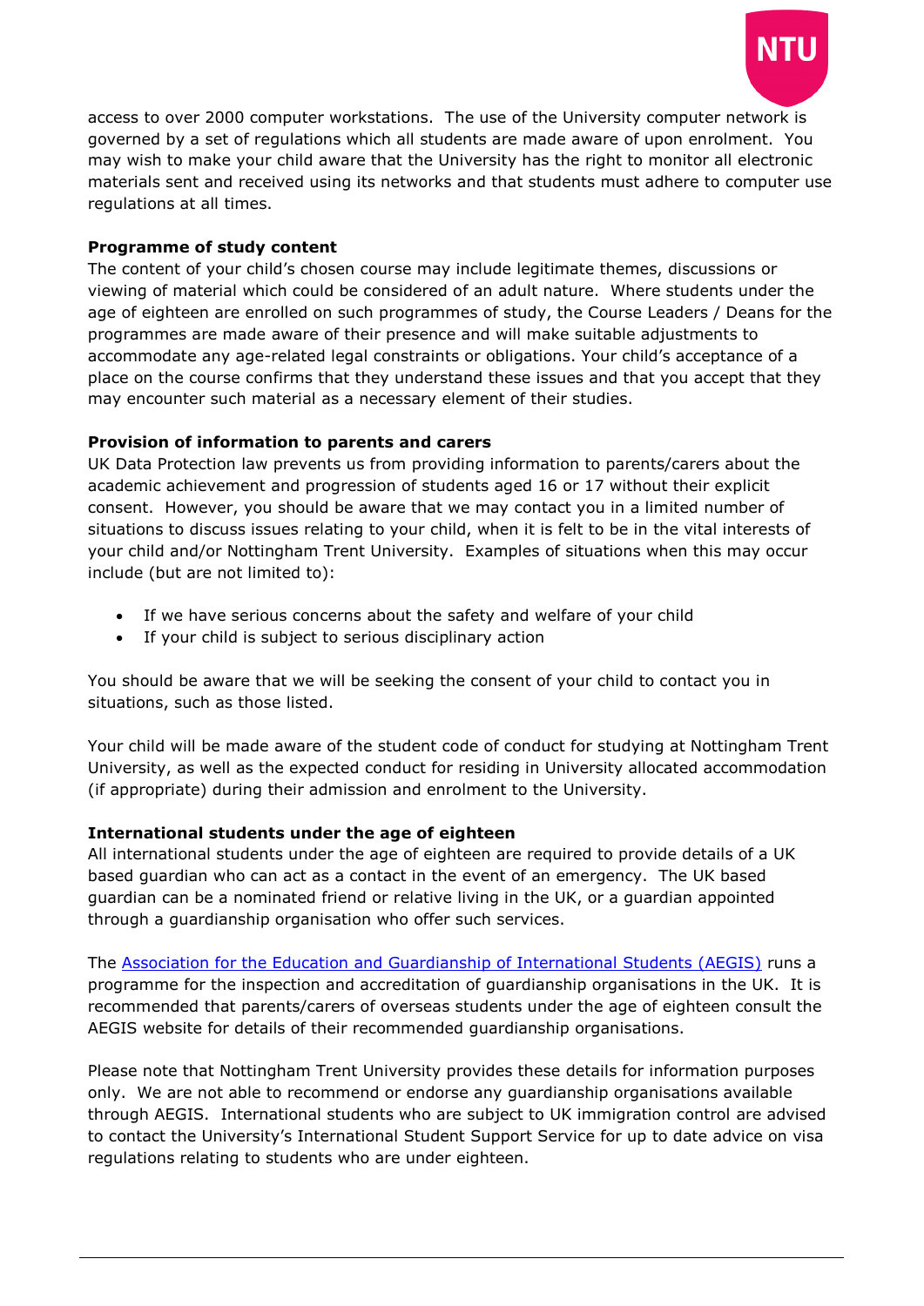access to over 2000 computer workstations. The use of the University computer network is governed by a set of regulations which all students are made aware of upon enrolment. You may wish to make your child aware that the University has the right to monitor all electronic materials sent and received using its networks and that students must adhere to computer use regulations at all times.

**Programme of study content**

The content of your child's chosen course may include legitimate themes, discussions or viewing of material which could be considered of an adult nature. Where students under the age of eighteen are enrolled on such programmes of study, the Course Leaders / Deans for the programmes are made aware of their presence and will make suitable adjustments to accommodate any age-related legal constraints or obligations. Your child's acceptance of a place on the course confirms that they understand these issues and that you accept that they may encounter such material as a necessary element of their studies.

**Provision of information to parents and carers**

UK Data Protection law prevents us from providing information to parents/carers about the academic achievement and progression of students aged 16 or 17 without their explicit consent. However, you should be aware that we may contact you in a limited number of situations to discuss issues relating to your child, when it is felt to be in the vital interests of your child and/or Nottingham Trent University. Examples of situations when this may occur include (but are not limited to):

- If we have serious concerns about the safety and welfare of your child
- If your child is subject to serious disciplinary action

You should be aware that we will be seeking the consent of your child to contact you in situations, such as those listed.

Your child will be made aware of the student code of conduct for studying at Nottingham Trent University, as well as the expected conduct for residing in University allocated accommodation (if appropriate) during their admission and enrolment to the University.

**International students under the age of eighteen**

All international students under the age of eighteen are required to provide details of a UK based guardian who can act as a contact in the event of an emergency. The UK based guardian can be a nominated friend or relative living in the UK, or a guardian appointed through a guardianship organisation who offer such services.

The Association for the Education and Guardianship of International Students (AEGIS) runs a programme for the inspection and accreditation of guardianship organisations in the UK. It is recommended that parents/carers of overseas students under the age of eighteen consult the AEGIS website for details of their recommended guardianship organisations.

Please note that Nottingham Trent University provides these details for information purposes only. We are not able to recommend or endorse any guardianship organisations available through AEGIS. International students who are subject to UK immigration control are advised to contact the University's International Student Support Service for up to date advice on visa regulations relating to students who are under eighteen.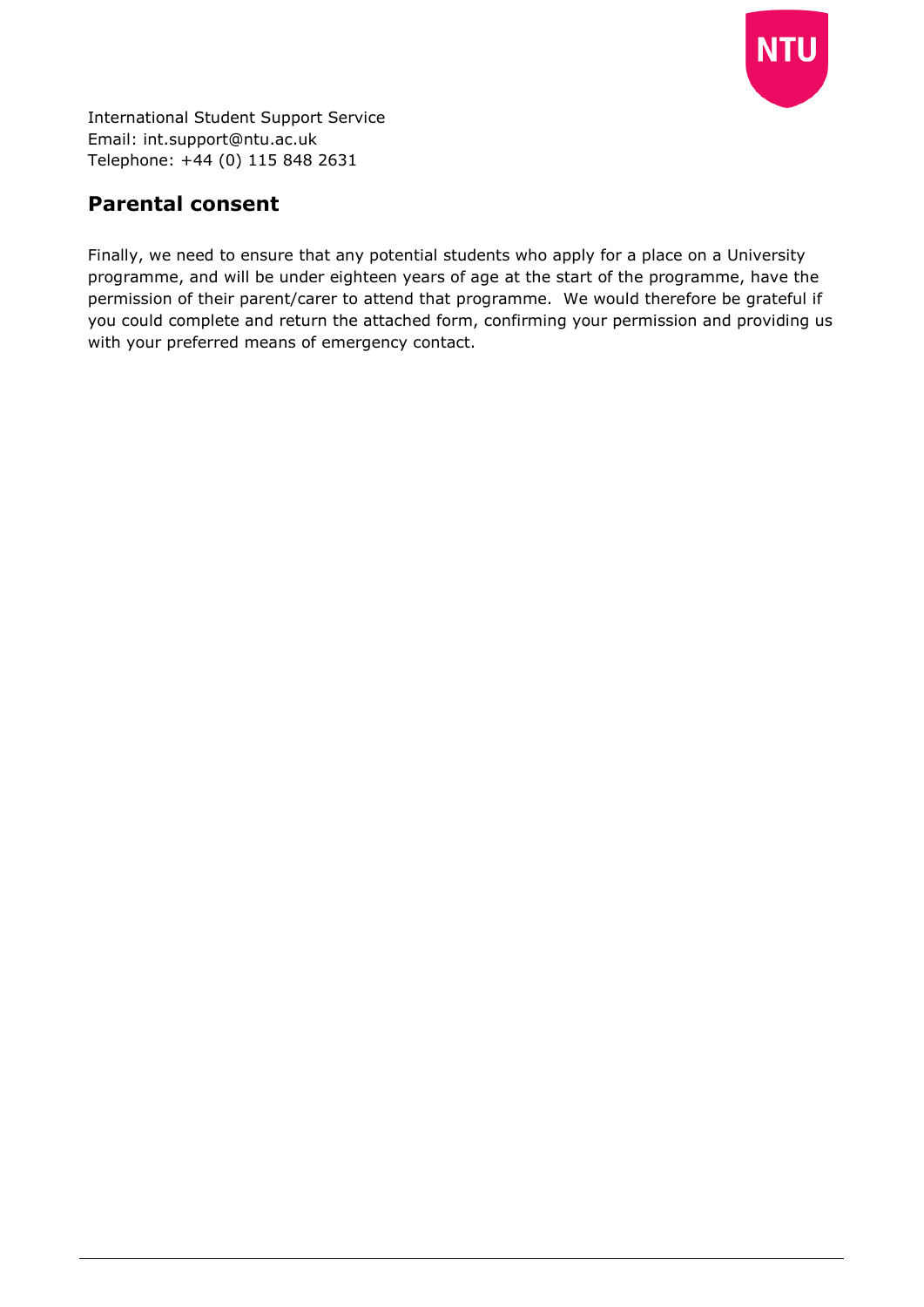International Student Support Service
Email: int.support@ntu.ac.uk
Telephone: +44 (0) 115 848 2631

## Parental consent

Finally, we need to ensure that any potential students who apply for a place on a University programme, and will be under eighteen years of age at the start of the programme, have the permission of their parent/carer to attend that programme. We would therefore be grateful if you could complete and return the attached form, confirming your permission and providing us with your preferred means of emergency contact.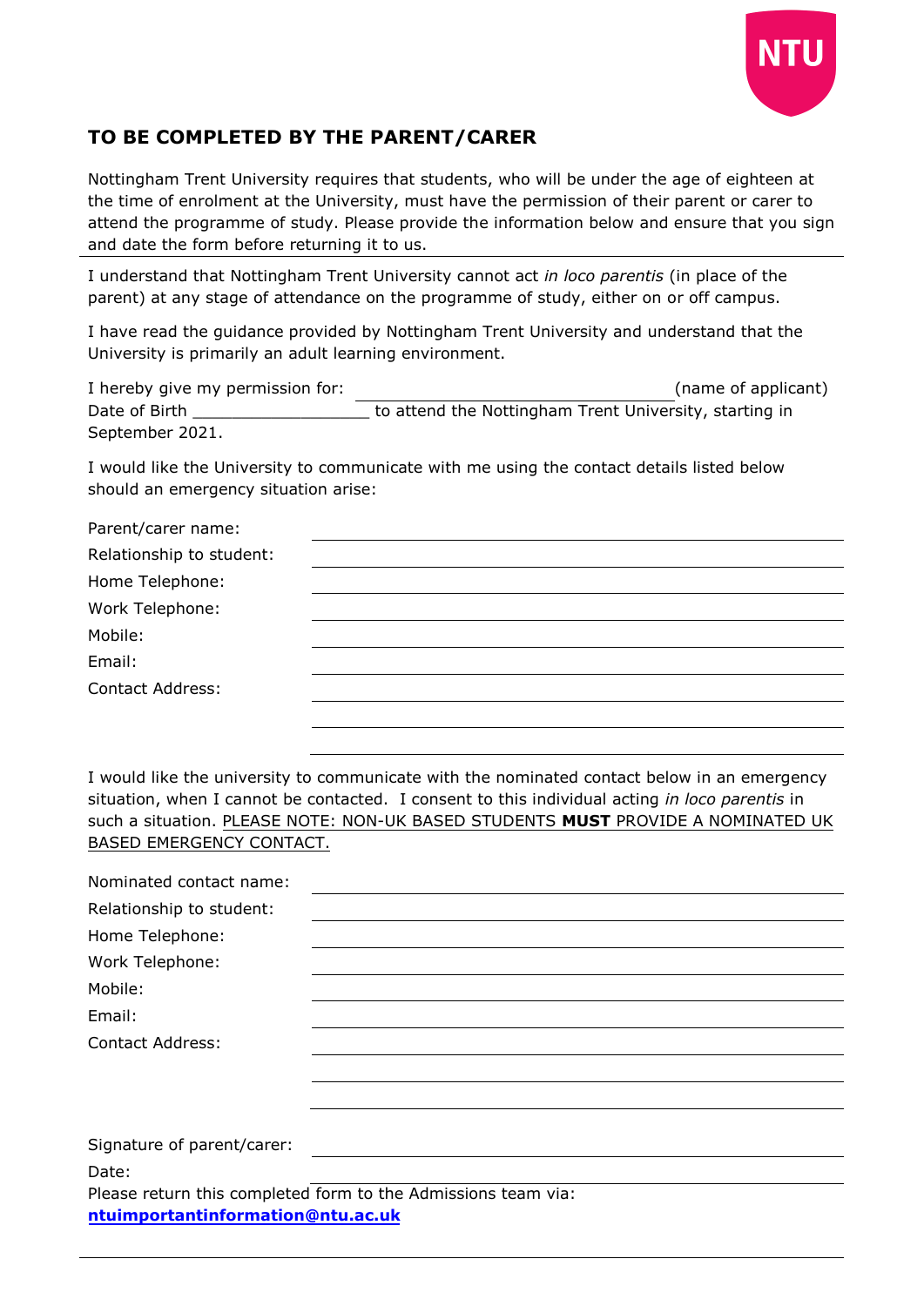## TO BE COMPLETED BY THE PARENT/CARER

Nottingham Trent University requires that students, who will be under the age of eighteen at the time of enrolment at the University, must have the permission of their parent or carer to attend the programme of study. Please provide the information below and ensure that you sign and date the form before returning it to us.

I understand that Nottingham Trent University cannot act *in loco parentis* (in place of the parent) at any stage of attendance on the programme of study, either on or off campus.

I have read the guidance provided by Nottingham Trent University and understand that the University is primarily an adult learning environment.

I hereby give my permission for: ______________________________ (name of applicant)
Date of Birth __________________ to attend the Nottingham Trent University, starting in September 2021.

I would like the University to communicate with me using the contact details listed below should an emergency situation arise:

Parent/carer name: ______________________________

Relationship to student: ______________________________

Home Telephone: ______________________________

Work Telephone: ______________________________

Mobile: ______________________________

Email: ______________________________

Contact Address: ______________________________

______________________________

______________________________

I would like the university to communicate with the nominated contact below in an emergency situation, when I cannot be contacted. I consent to this individual acting *in loco parentis* in such a situation. PLEASE NOTE: NON-UK BASED STUDENTS **MUST** PROVIDE A NOMINATED UK BASED EMERGENCY CONTACT.

Nominated contact name: ______________________________

Relationship to student: ______________________________

Home Telephone: ______________________________

Work Telephone: ______________________________

Mobile: ______________________________

Email: ______________________________

Contact Address: ______________________________

______________________________

______________________________

Signature of parent/carer: ______________________________

Date: ______________________________

Please return this completed form to the Admissions team via:
**ntuimportantinformation@ntu.ac.uk**